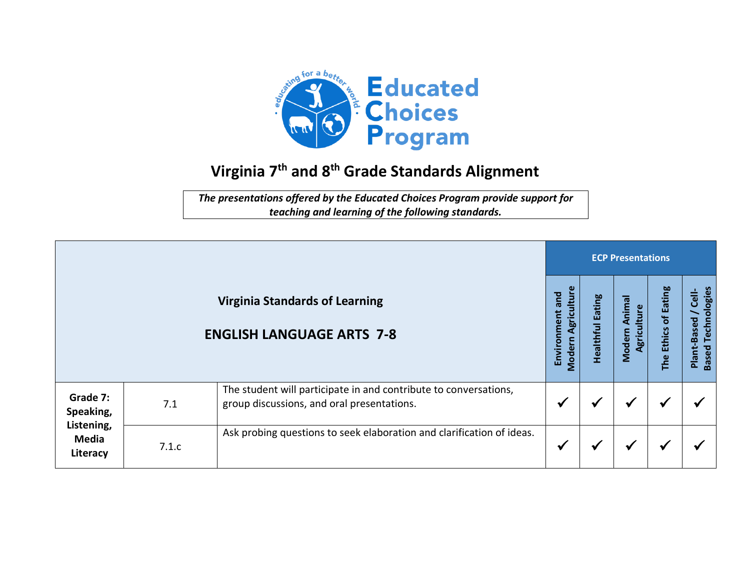Educated Choices Program

# Virginia 7th and 8th Grade Standards Alignment

*The presentations offered by the Educated Choices Program provide support for teaching and learning of the following standards.*

| Virginia Standards of Learning<br><br>ENGLISH LANGUAGE ARTS 7-8 | | | ECP Presentations | | | | |
|---|---|---|---|---|---|---|---|
| | | | Environment and Modern Agriculture | Healthful Eating | Modern Animal Agriculture | The Ethics of Eating | Plant-Based / Cell-Based Technologies |
| Grade 7: Speaking, Listening, Media Literacy | 7.1 | The student will participate in and contribute to conversations, group discussions, and oral presentations. | ✓ | ✓ | ✓ | ✓ | ✓ |
| | 7.1.c | Ask probing questions to seek elaboration and clarification of ideas. | ✓ | ✓ | ✓ | ✓ | ✓ |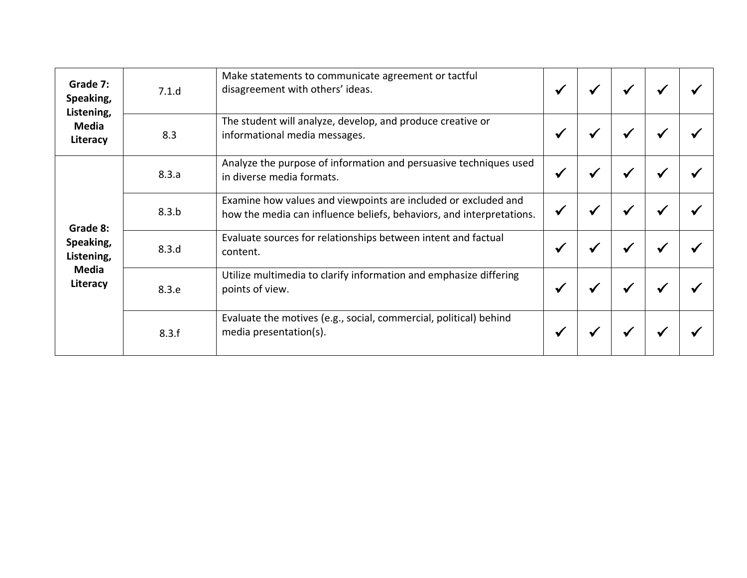| | | | | | | | |
|---|---|---|---|---|---|---|---|
| **Grade 7: Speaking, Listening, Media Literacy** | 7.1.d | Make statements to communicate agreement or tactful disagreement with others' ideas. | ✓ | ✓ | ✓ | ✓ | ✓ |
| | 8.3 | The student will analyze, develop, and produce creative or informational media messages. | ✓ | ✓ | ✓ | ✓ | ✓ |
| **Grade 8: Speaking, Listening, Media Literacy** | 8.3.a | Analyze the purpose of information and persuasive techniques used in diverse media formats. | ✓ | ✓ | ✓ | ✓ | ✓ |
| | 8.3.b | Examine how values and viewpoints are included or excluded and how the media can influence beliefs, behaviors, and interpretations. | ✓ | ✓ | ✓ | ✓ | ✓ |
| | 8.3.d | Evaluate sources for relationships between intent and factual content. | ✓ | ✓ | ✓ | ✓ | ✓ |
| | 8.3.e | Utilize multimedia to clarify information and emphasize differing points of view. | ✓ | ✓ | ✓ | ✓ | ✓ |
| | 8.3.f | Evaluate the motives (e.g., social, commercial, political) behind media presentation(s). | ✓ | ✓ | ✓ | ✓ | ✓ |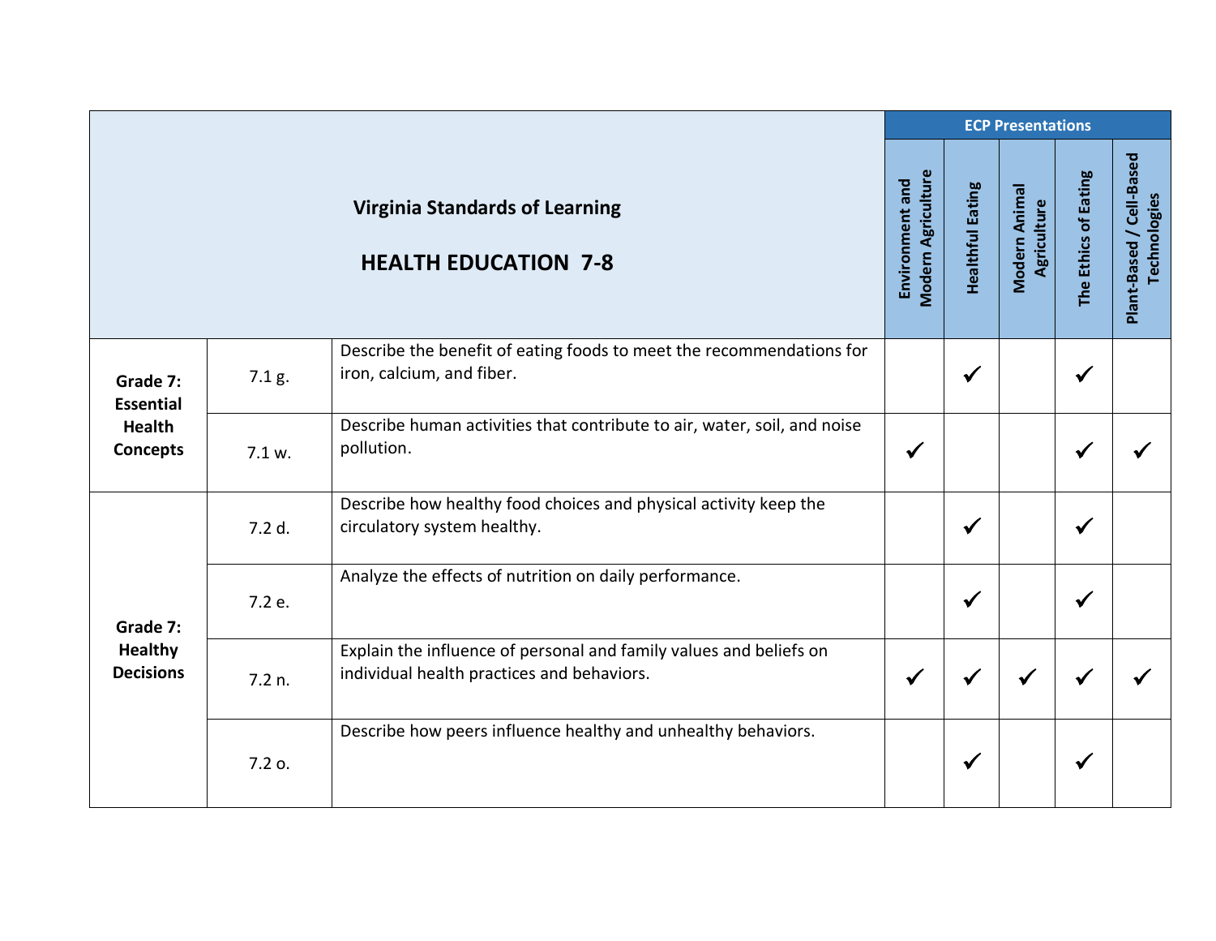| Virginia Standards of Learning<br><br>HEALTH EDUCATION 7-8 | | | ECP Presentations | | | | |
|---|---|---|---|---|---|---|---|
| | | | Environment and Modern Agriculture | Healthful Eating | Modern Animal Agriculture | The Ethics of Eating | Plant-Based / Cell-Based Technologies |
| **Grade 7: Essential Health Concepts** | 7.1 g. | Describe the benefit of eating foods to meet the recommendations for iron, calcium, and fiber. | | ✓ | | ✓ | |
| | 7.1 w. | Describe human activities that contribute to air, water, soil, and noise pollution. | ✓ | | | ✓ | ✓ |
| **Grade 7: Healthy Decisions** | 7.2 d. | Describe how healthy food choices and physical activity keep the circulatory system healthy. | | ✓ | | ✓ | |
| | 7.2 e. | Analyze the effects of nutrition on daily performance. | | ✓ | | ✓ | |
| | 7.2 n. | Explain the influence of personal and family values and beliefs on individual health practices and behaviors. | ✓ | ✓ | ✓ | ✓ | ✓ |
| | 7.2 o. | Describe how peers influence healthy and unhealthy behaviors. | | ✓ | | ✓ | |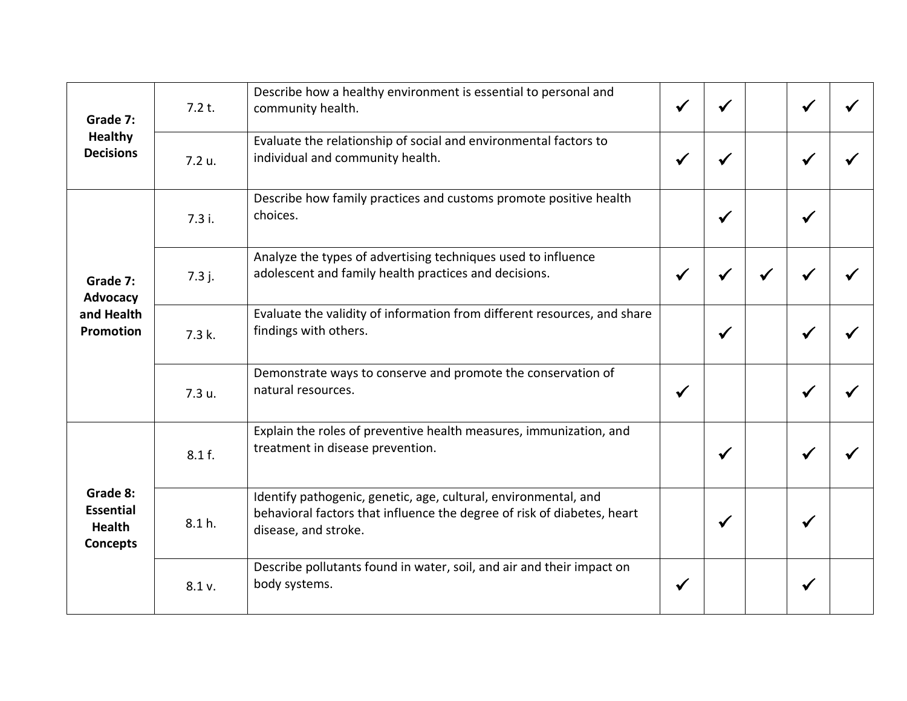| | | | | | | | |
|---|---|---|---|---|---|---|---|
| **Grade 7: Healthy Decisions** | 7.2 t. | Describe how a healthy environment is essential to personal and community health. | ✓ | ✓ | | ✓ | ✓ |
| | 7.2 u. | Evaluate the relationship of social and environmental factors to individual and community health. | ✓ | ✓ | | ✓ | ✓ |
| **Grade 7: Advocacy and Health Promotion** | 7.3 i. | Describe how family practices and customs promote positive health choices. | | ✓ | | ✓ | |
| | 7.3 j. | Analyze the types of advertising techniques used to influence adolescent and family health practices and decisions. | ✓ | ✓ | ✓ | ✓ | ✓ |
| | 7.3 k. | Evaluate the validity of information from different resources, and share findings with others. | | ✓ | | ✓ | ✓ |
| | 7.3 u. | Demonstrate ways to conserve and promote the conservation of natural resources. | ✓ | | | ✓ | ✓ |
| **Grade 8: Essential Health Concepts** | 8.1 f. | Explain the roles of preventive health measures, immunization, and treatment in disease prevention. | | ✓ | | ✓ | ✓ |
| | 8.1 h. | Identify pathogenic, genetic, age, cultural, environmental, and behavioral factors that influence the degree of risk of diabetes, heart disease, and stroke. | | ✓ | | ✓ | |
| | 8.1 v. | Describe pollutants found in water, soil, and air and their impact on body systems. | ✓ | | | ✓ | |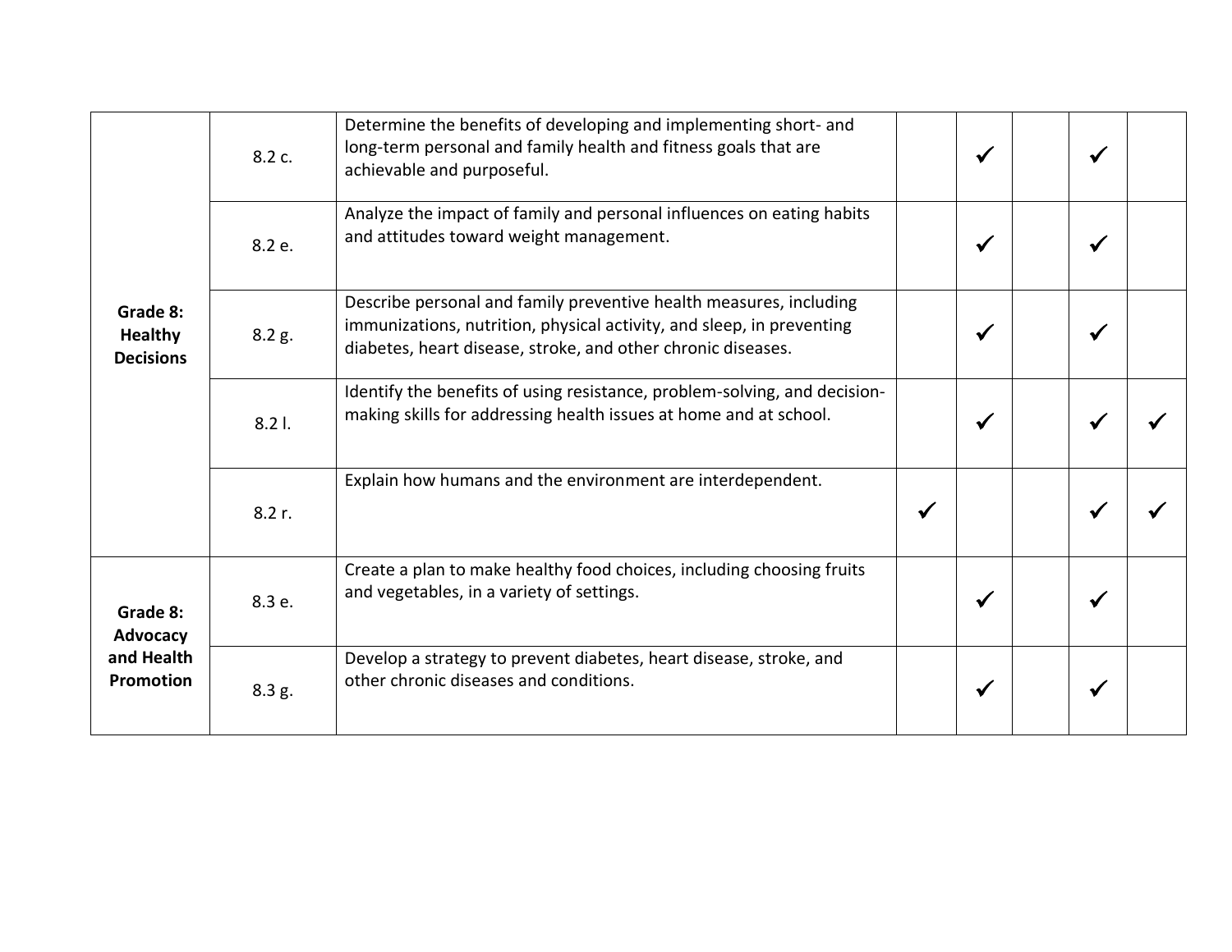| | | | | | | | |
|---|---|---|---|---|---|---|---|
| **Grade 8: Healthy Decisions** | 8.2 c. | Determine the benefits of developing and implementing short- and long-term personal and family health and fitness goals that are achievable and purposeful. | | ✓ | | ✓ | |
| | 8.2 e. | Analyze the impact of family and personal influences on eating habits and attitudes toward weight management. | | ✓ | | ✓ | |
| | 8.2 g. | Describe personal and family preventive health measures, including immunizations, nutrition, physical activity, and sleep, in preventing diabetes, heart disease, stroke, and other chronic diseases. | | ✓ | | ✓ | |
| | 8.2 l. | Identify the benefits of using resistance, problem-solving, and decision-making skills for addressing health issues at home and at school. | | ✓ | | ✓ | ✓ |
| | 8.2 r. | Explain how humans and the environment are interdependent. | ✓ | | | ✓ | ✓ |
| **Grade 8: Advocacy and Health Promotion** | 8.3 e. | Create a plan to make healthy food choices, including choosing fruits and vegetables, in a variety of settings. | | ✓ | | ✓ | |
| | 8.3 g. | Develop a strategy to prevent diabetes, heart disease, stroke, and other chronic diseases and conditions. | | ✓ | | ✓ | |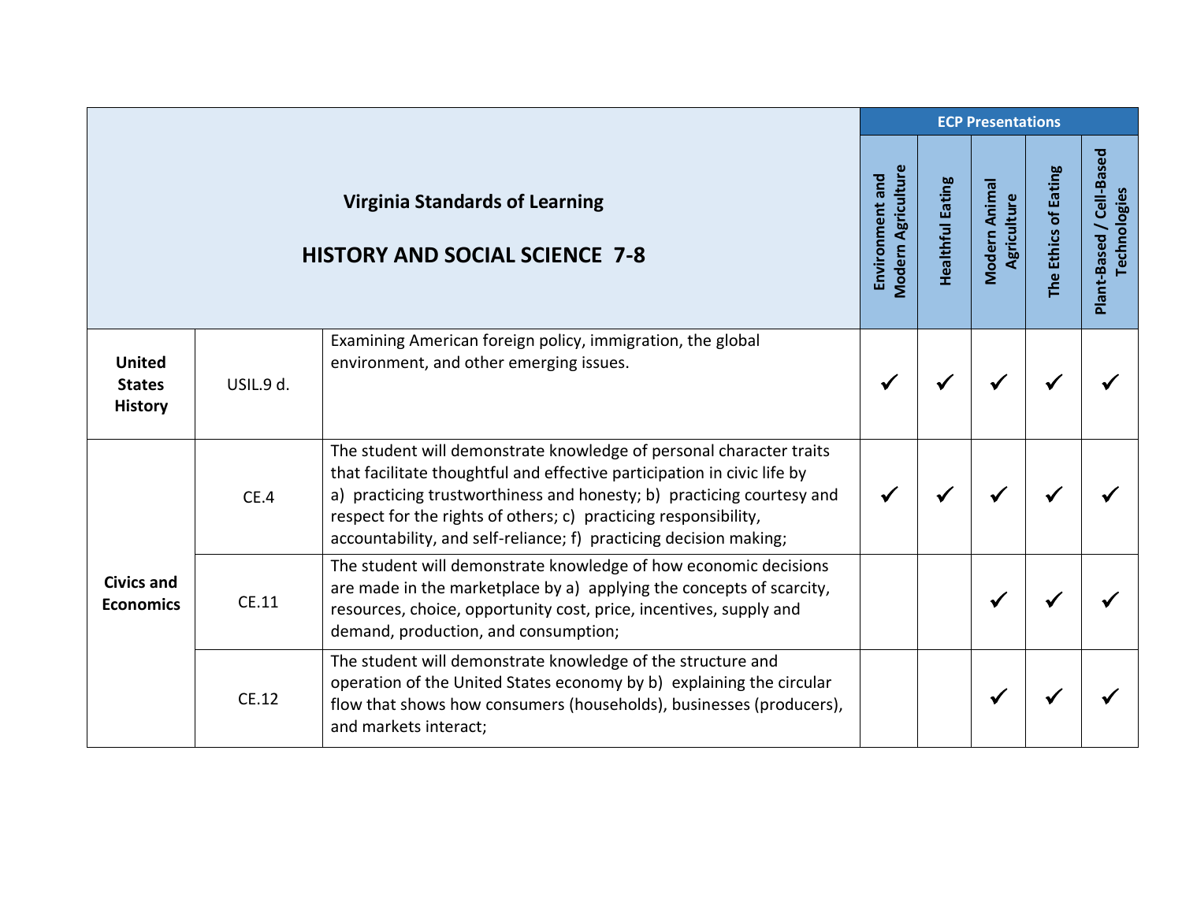| Virginia Standards of Learning<br><br>**HISTORY AND SOCIAL SCIENCE 7-8** | | | ECP Presentations | | | | |
|---|---|---|---|---|---|---|---|
| | | | Environment and Modern Agriculture | Healthful Eating | Modern Animal Agriculture | The Ethics of Eating | Plant-Based / Cell-Based Technologies |
| **United States History** | USIL.9 d. | Examining American foreign policy, immigration, the global environment, and other emerging issues. | ✓ | ✓ | ✓ | ✓ | ✓ |
| **Civics and Economics** | CE.4 | The student will demonstrate knowledge of personal character traits that facilitate thoughtful and effective participation in civic life by a) practicing trustworthiness and honesty; b) practicing courtesy and respect for the rights of others; c) practicing responsibility, accountability, and self-reliance; f) practicing decision making; | ✓ | ✓ | ✓ | ✓ | ✓ |
| | CE.11 | The student will demonstrate knowledge of how economic decisions are made in the marketplace by a) applying the concepts of scarcity, resources, choice, opportunity cost, price, incentives, supply and demand, production, and consumption; | | | ✓ | ✓ | ✓ |
| | CE.12 | The student will demonstrate knowledge of the structure and operation of the United States economy by b) explaining the circular flow that shows how consumers (households), businesses (producers), and markets interact; | | | ✓ | ✓ | ✓ |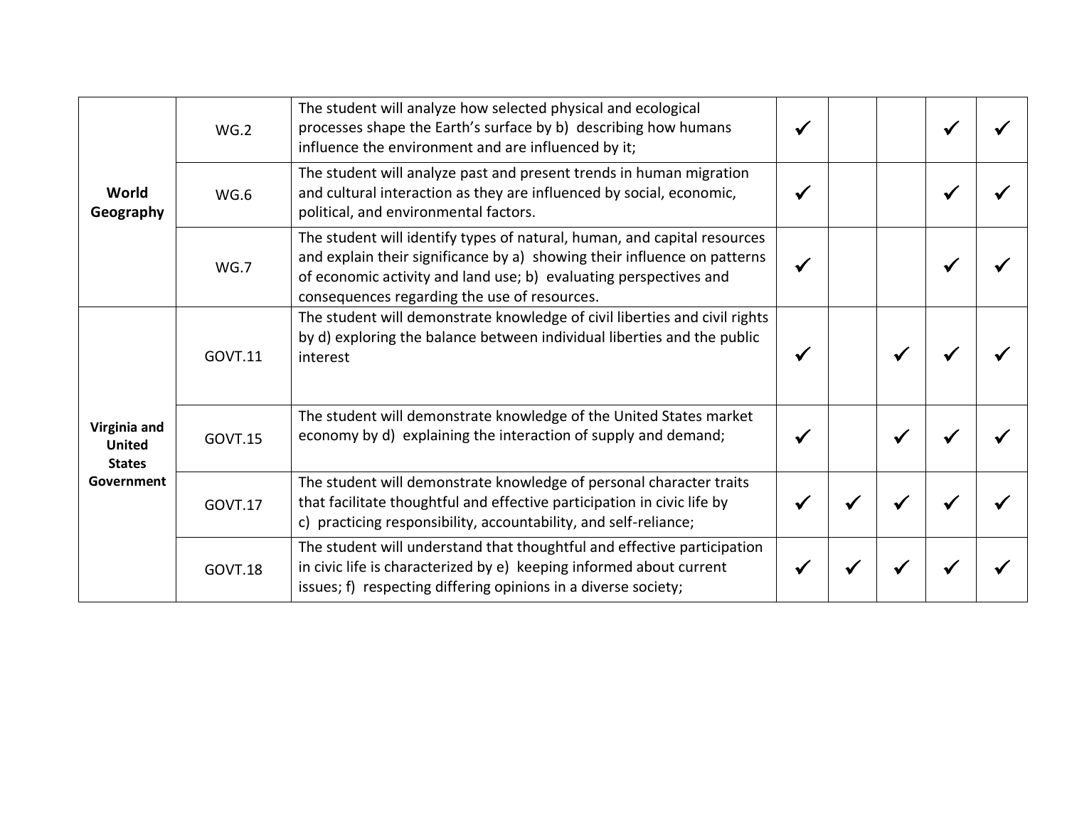| | | | | | | | |
|---|---|---|---|---|---|---|---|
| **World Geography** | WG.2 | The student will analyze how selected physical and ecological processes shape the Earth's surface by b) describing how humans influence the environment and are influenced by it; | ✓ | | | ✓ | ✓ |
| | WG.6 | The student will analyze past and present trends in human migration and cultural interaction as they are influenced by social, economic, political, and environmental factors. | ✓ | | | ✓ | ✓ |
| | WG.7 | The student will identify types of natural, human, and capital resources and explain their significance by a) showing their influence on patterns of economic activity and land use; b) evaluating perspectives and consequences regarding the use of resources. | ✓ | | | ✓ | ✓ |
| **Virginia and United States Government** | GOVT.11 | The student will demonstrate knowledge of civil liberties and civil rights by d) exploring the balance between individual liberties and the public interest | ✓ | | ✓ | ✓ | ✓ |
| | GOVT.15 | The student will demonstrate knowledge of the United States market economy by d) explaining the interaction of supply and demand; | ✓ | | ✓ | ✓ | ✓ |
| | GOVT.17 | The student will demonstrate knowledge of personal character traits that facilitate thoughtful and effective participation in civic life by c) practicing responsibility, accountability, and self-reliance; | ✓ | ✓ | ✓ | ✓ | ✓ |
| | GOVT.18 | The student will understand that thoughtful and effective participation in civic life is characterized by e) keeping informed about current issues; f) respecting differing opinions in a diverse society; | ✓ | ✓ | ✓ | ✓ | ✓ |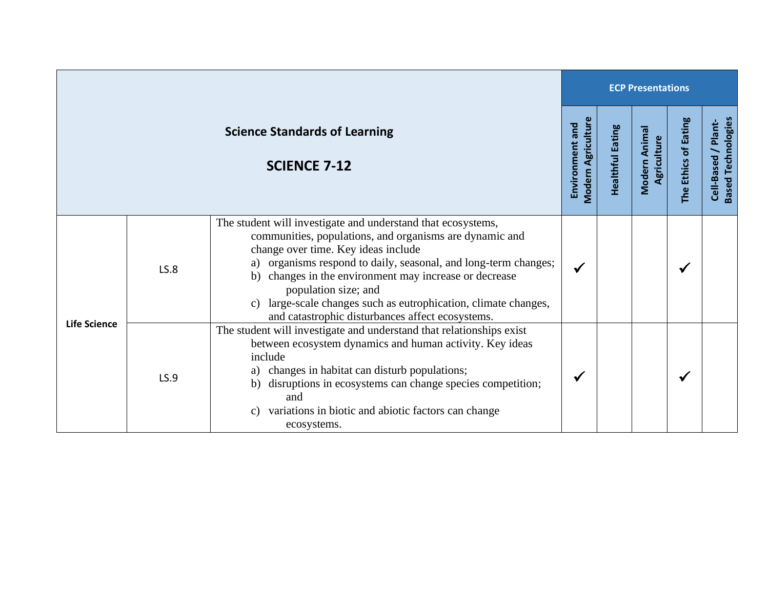| Science Standards of Learning<br><br>SCIENCE 7-12 | | | ECP Presentations | | | | |
|---|---|---|---|---|---|---|---|
| | | | Environment and Modern Agriculture | Healthful Eating | Modern Animal Agriculture | The Ethics of Eating | Cell-Based / Plant-Based Technologies |
| Life Science | LS.8 | The student will investigate and understand that ecosystems, communities, populations, and organisms are dynamic and change over time. Key ideas include<br>a) organisms respond to daily, seasonal, and long-term changes;<br>b) changes in the environment may increase or decrease population size; and<br>c) large-scale changes such as eutrophication, climate changes, and catastrophic disturbances affect ecosystems. | ✓ | | | ✓ | |
| | LS.9 | The student will investigate and understand that relationships exist between ecosystem dynamics and human activity. Key ideas include<br>a) changes in habitat can disturb populations;<br>b) disruptions in ecosystems can change species competition; and<br>c) variations in biotic and abiotic factors can change ecosystems. | ✓ | | | ✓ | |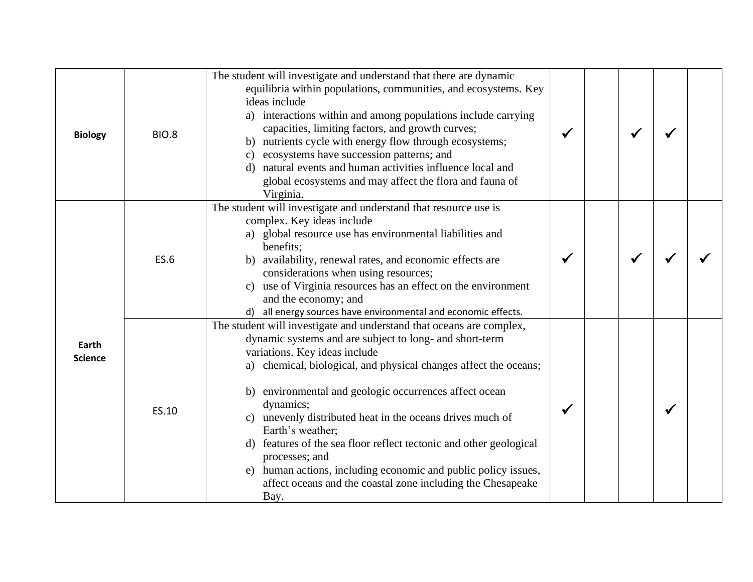| | | | | | | | |
|---|---|---|---|---|---|---|---|
| **Biology** | BIO.8 | The student will investigate and understand that there are dynamic equilibria within populations, communities, and ecosystems. Key ideas include<br>a) interactions within and among populations include carrying capacities, limiting factors, and growth curves;<br>b) nutrients cycle with energy flow through ecosystems;<br>c) ecosystems have succession patterns; and<br>d) natural events and human activities influence local and global ecosystems and may affect the flora and fauna of Virginia. | ✓ | | ✓ | ✓ | |
| **Earth Science** | ES.6 | The student will investigate and understand that resource use is complex. Key ideas include<br>a) global resource use has environmental liabilities and benefits;<br>b) availability, renewal rates, and economic effects are considerations when using resources;<br>c) use of Virginia resources has an effect on the environment and the economy; and<br>d) all energy sources have environmental and economic effects. | ✓ | | ✓ | ✓ | ✓ |
| | ES.10 | The student will investigate and understand that oceans are complex, dynamic systems and are subject to long- and short-term variations. Key ideas include<br>a) chemical, biological, and physical changes affect the oceans;<br>b) environmental and geologic occurrences affect ocean dynamics;<br>c) unevenly distributed heat in the oceans drives much of Earth's weather;<br>d) features of the sea floor reflect tectonic and other geological processes; and<br>e) human actions, including economic and public policy issues, affect oceans and the coastal zone including the Chesapeake Bay. | ✓ | | | ✓ | |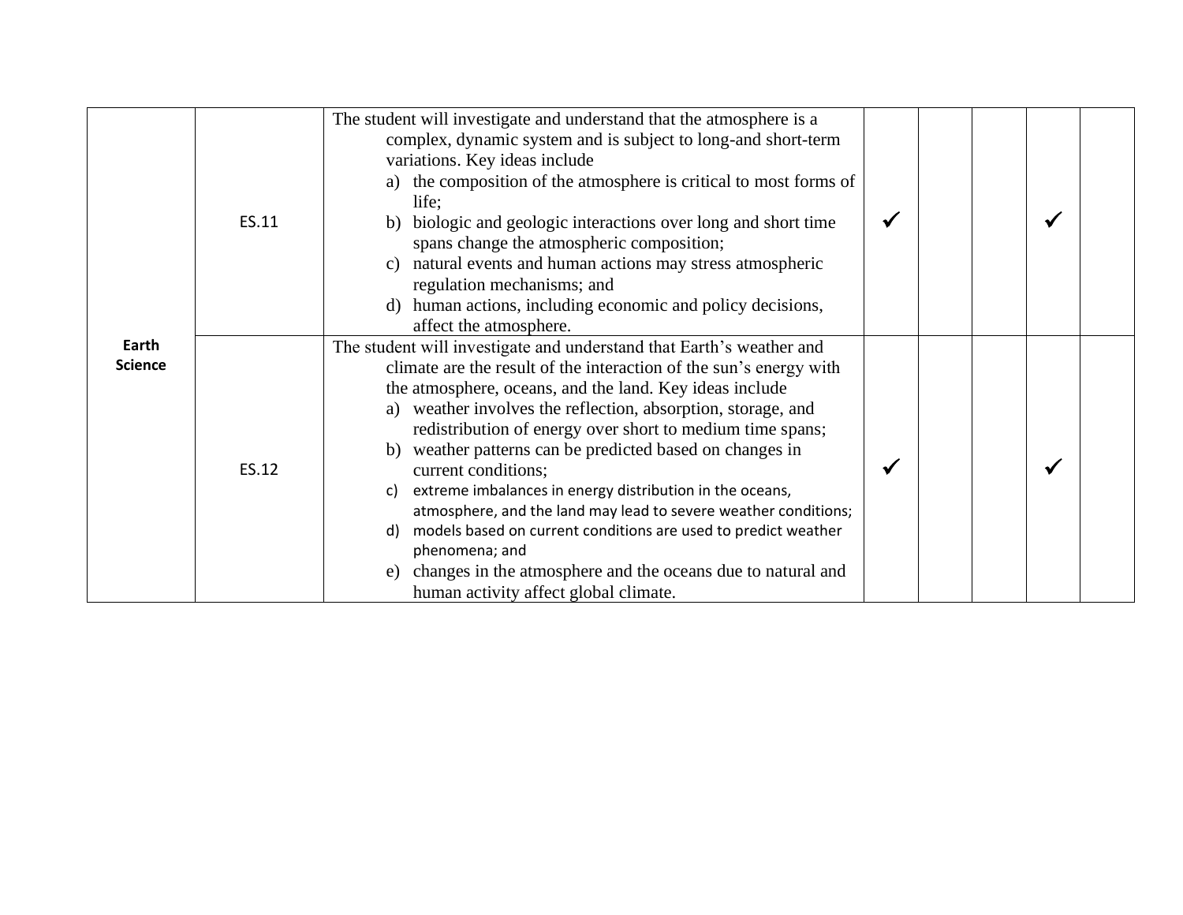| | | | | | | | |
|---|---|---|---|---|---|---|---|
| Earth Science | ES.11 | The student will investigate and understand that the atmosphere is a complex, dynamic system and is subject to long-and short-term variations. Key ideas include<br>a) the composition of the atmosphere is critical to most forms of life;<br>b) biologic and geologic interactions over long and short time spans change the atmospheric composition;<br>c) natural events and human actions may stress atmospheric regulation mechanisms; and<br>d) human actions, including economic and policy decisions, affect the atmosphere. | ✓ | | | ✓ | |
| | ES.12 | The student will investigate and understand that Earth's weather and climate are the result of the interaction of the sun's energy with the atmosphere, oceans, and the land. Key ideas include<br>a) weather involves the reflection, absorption, storage, and redistribution of energy over short to medium time spans;<br>b) weather patterns can be predicted based on changes in current conditions;<br>c) extreme imbalances in energy distribution in the oceans, atmosphere, and the land may lead to severe weather conditions;<br>d) models based on current conditions are used to predict weather phenomena; and<br>e) changes in the atmosphere and the oceans due to natural and human activity affect global climate. | ✓ | | | ✓ | |